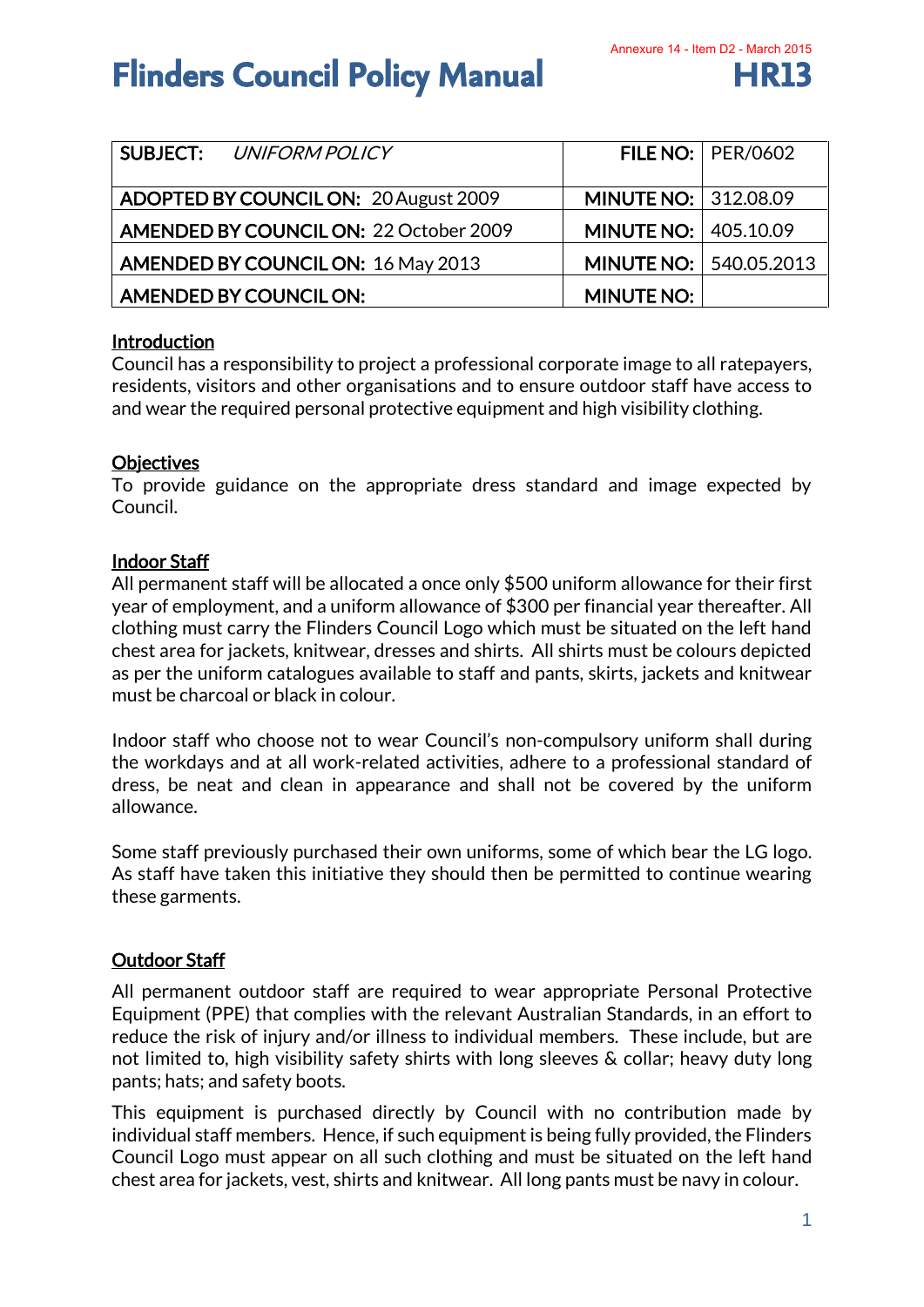Annexure 14 - Item D2 - March 2015

# Flinders Council Policy Manual

# HR13

| SUBJECT: *UNIFORM POLICY* | FILE NO: | PER/0602 |
|---|---|---|
| ADOPTED BY COUNCIL ON: 20 August 2009 | MINUTE NO: | 312.08.09 |
| AMENDED BY COUNCIL ON: 22 October 2009 | MINUTE NO: | 405.10.09 |
| AMENDED BY COUNCIL ON: 16 May 2013 | MINUTE NO: | 540.05.2013 |
| AMENDED BY COUNCIL ON: | MINUTE NO: | |

## Introduction

Council has a responsibility to project a professional corporate image to all ratepayers, residents, visitors and other organisations and to ensure outdoor staff have access to and wear the required personal protective equipment and high visibility clothing.

## Objectives

To provide guidance on the appropriate dress standard and image expected by Council.

## Indoor Staff

All permanent staff will be allocated a once only $500 uniform allowance for their first year of employment, and a uniform allowance of $300 per financial year thereafter. All clothing must carry the Flinders Council Logo which must be situated on the left hand chest area for jackets, knitwear, dresses and shirts. All shirts must be colours depicted as per the uniform catalogues available to staff and pants, skirts, jackets and knitwear must be charcoal or black in colour.

Indoor staff who choose not to wear Council's non-compulsory uniform shall during the workdays and at all work-related activities, adhere to a professional standard of dress, be neat and clean in appearance and shall not be covered by the uniform allowance.

Some staff previously purchased their own uniforms, some of which bear the LG logo. As staff have taken this initiative they should then be permitted to continue wearing these garments.

## Outdoor Staff

All permanent outdoor staff are required to wear appropriate Personal Protective Equipment (PPE) that complies with the relevant Australian Standards, in an effort to reduce the risk of injury and/or illness to individual members. These include, but are not limited to, high visibility safety shirts with long sleeves & collar; heavy duty long pants; hats; and safety boots.

This equipment is purchased directly by Council with no contribution made by individual staff members. Hence, if such equipment is being fully provided, the Flinders Council Logo must appear on all such clothing and must be situated on the left hand chest area for jackets, vest, shirts and knitwear. All long pants must be navy in colour.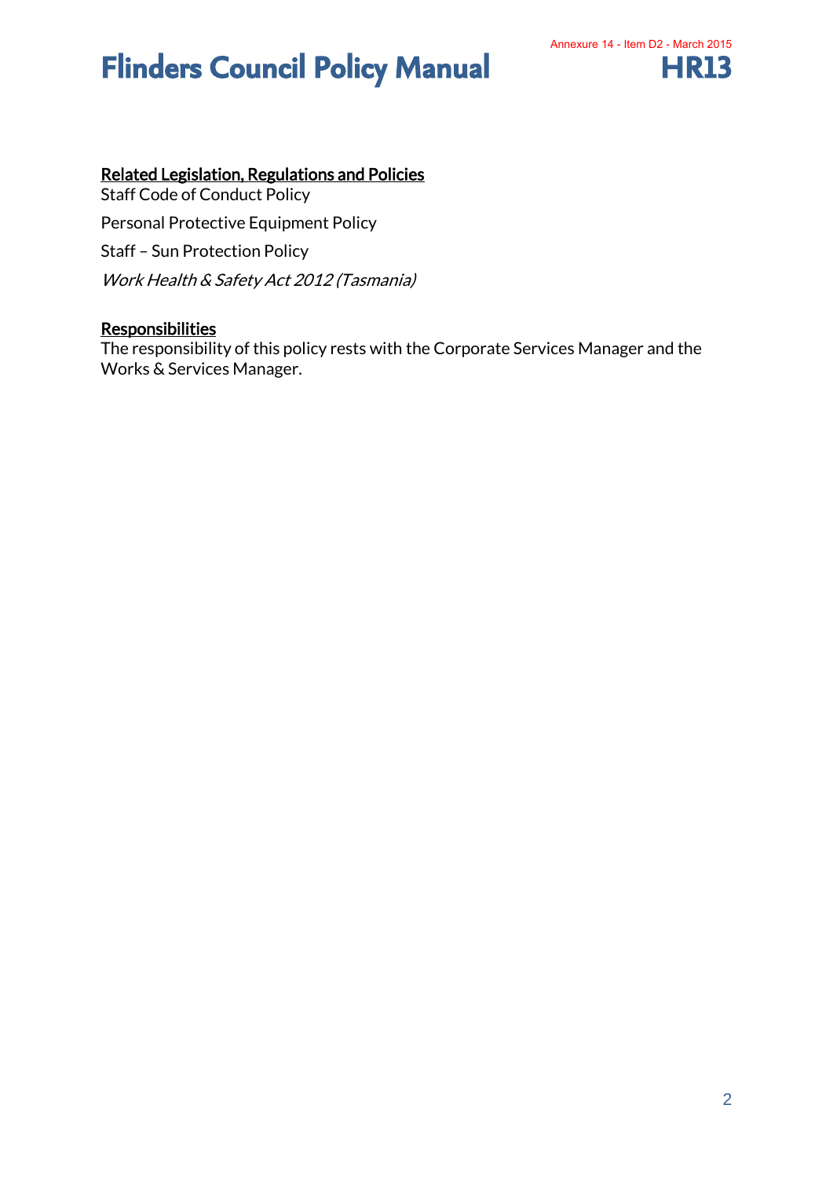**Related Legislation, Regulations and Policies**

Staff Code of Conduct Policy

Personal Protective Equipment Policy

Staff – Sun Protection Policy

*Work Health & Safety Act 2012 (Tasmania)*

**Responsibilities**

The responsibility of this policy rests with the Corporate Services Manager and the Works & Services Manager.